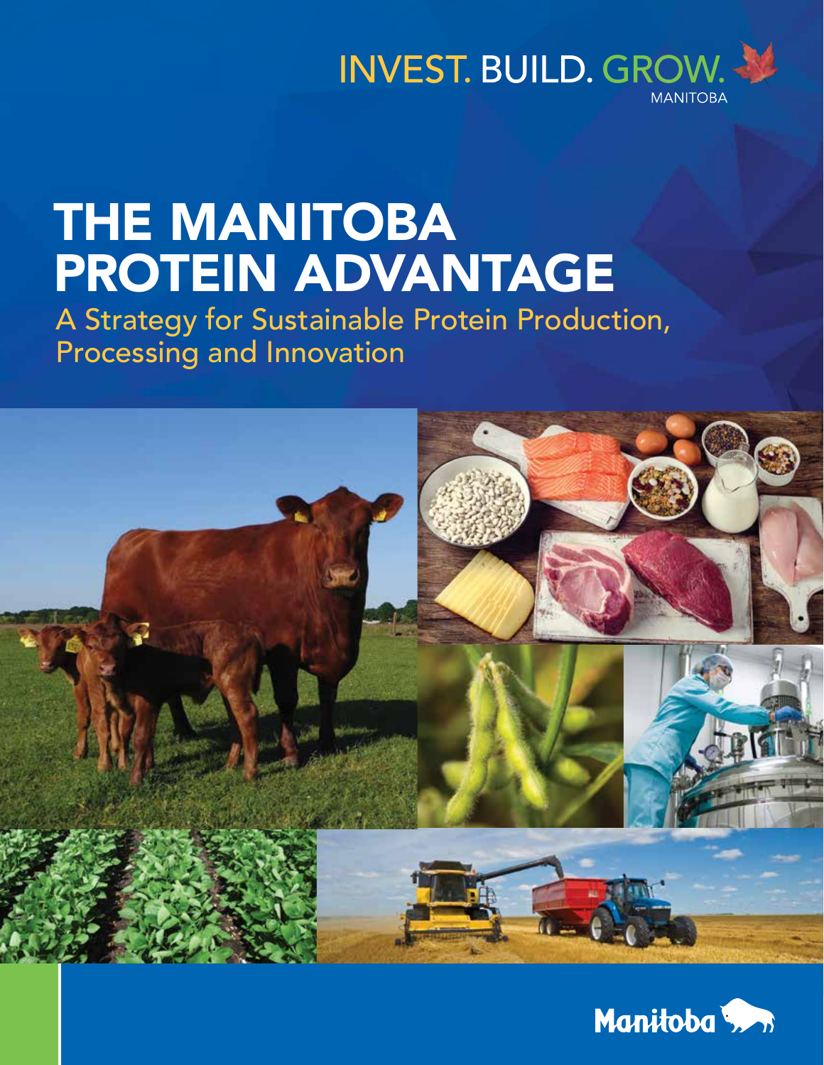INVEST. BUILD. GROW.
MANITOBA

# THE MANITOBA PROTEIN ADVANTAGE

## A Strategy for Sustainable Protein Production, Processing and Innovation

Manitoba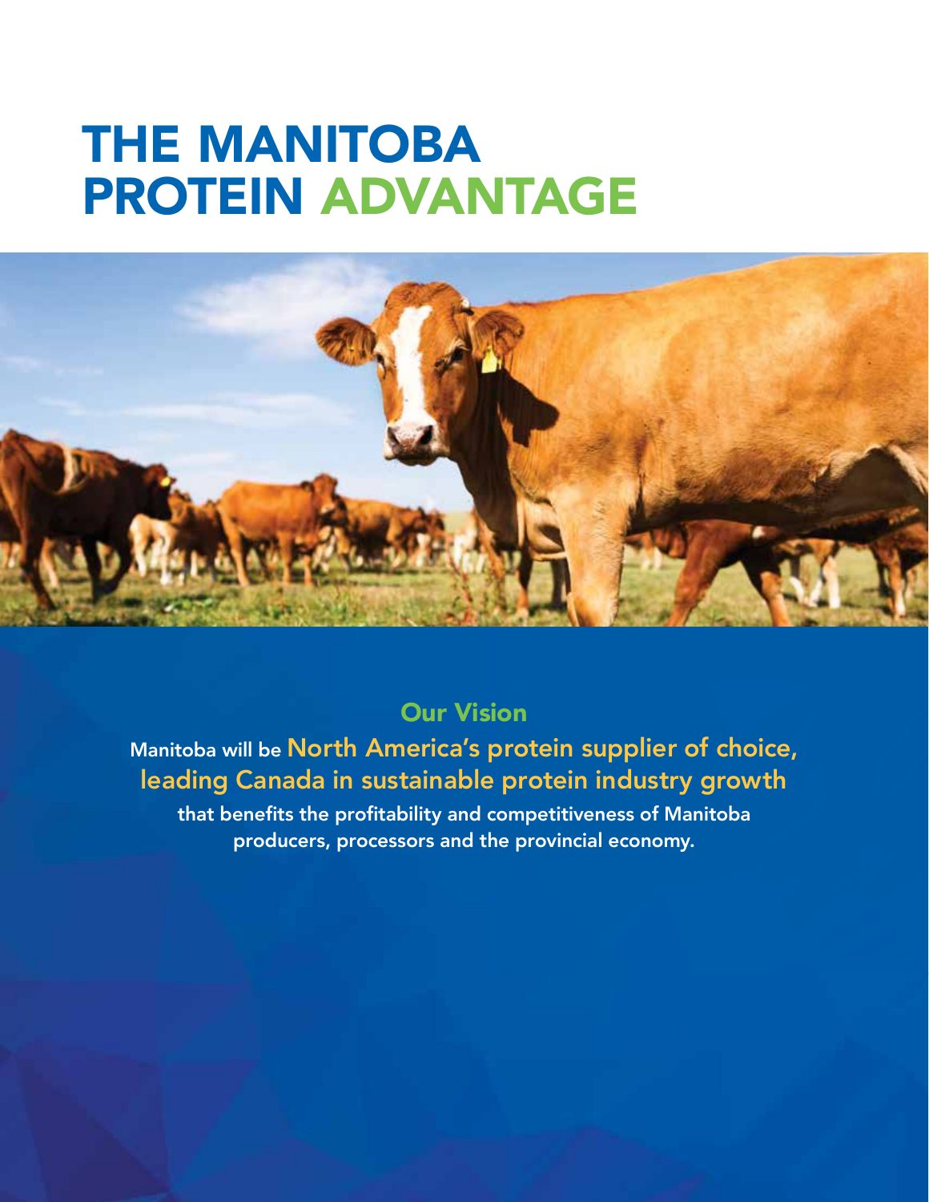# THE MANITOBA PROTEIN ADVANTAGE

## Our Vision

Manitoba will be **North America's protein supplier of choice, leading Canada in sustainable protein industry growth** that benefits the profitability and competitiveness of Manitoba producers, processors and the provincial economy.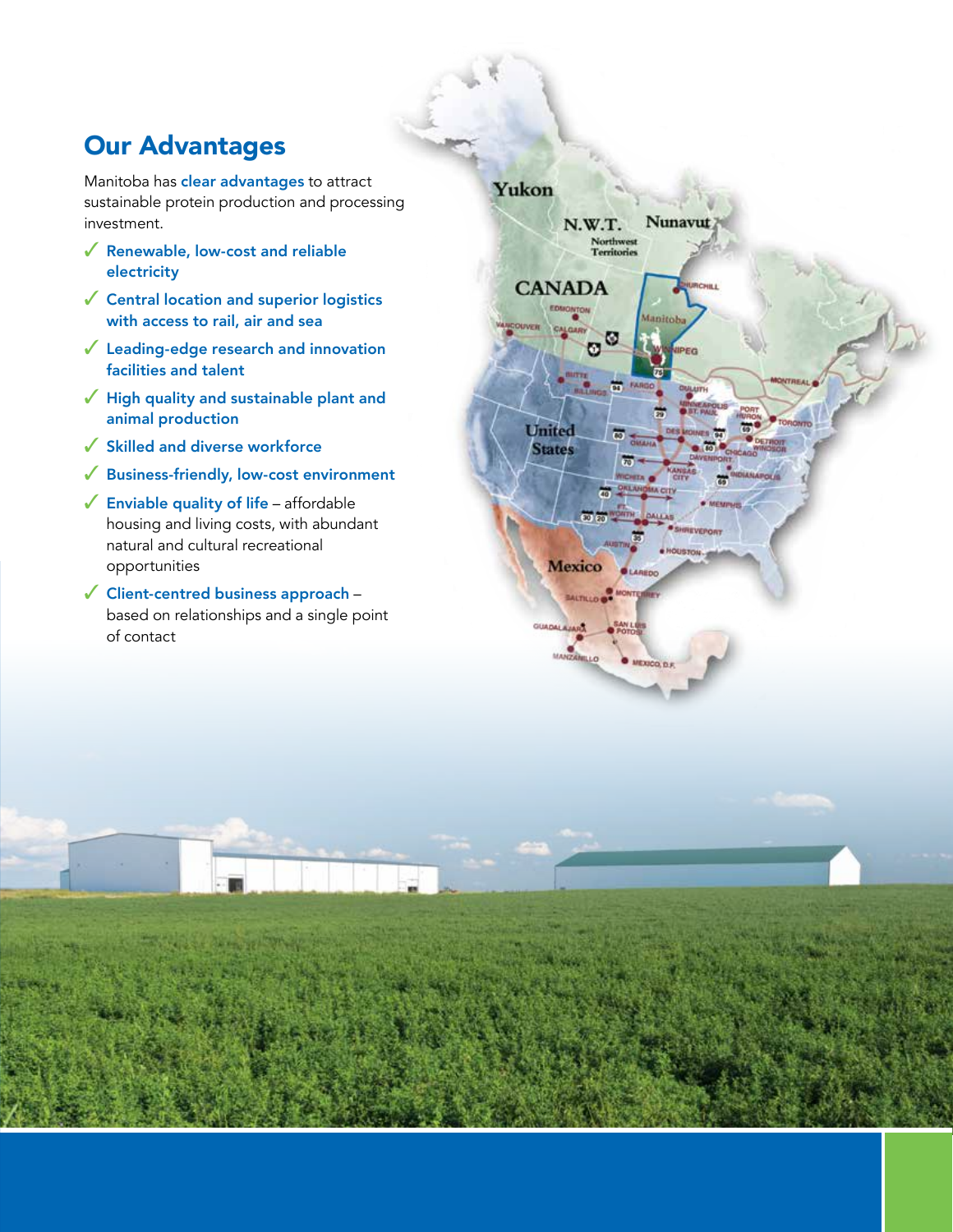## Our Advantages

Manitoba has **clear advantages** to attract sustainable protein production and processing investment.

- ✓ **Renewable, low-cost and reliable electricity**
- ✓ **Central location and superior logistics with access to rail, air and sea**
- ✓ **Leading-edge research and innovation facilities and talent**
- ✓ **High quality and sustainable plant and animal production**
- ✓ **Skilled and diverse workforce**
- ✓ **Business-friendly, low-cost environment**
- ✓ **Enviable quality of life** – affordable housing and living costs, with abundant natural and cultural recreational opportunities
- ✓ **Client-centred business approach** – based on relationships and a single point of contact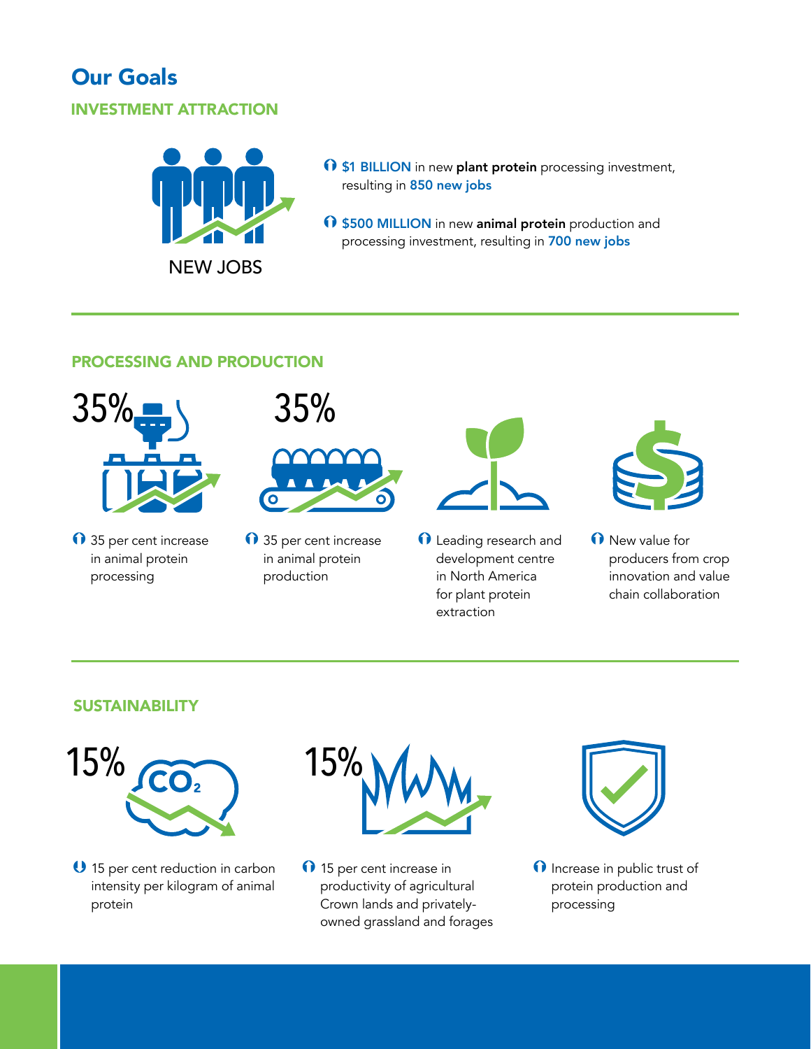# Our Goals

## INVESTMENT ATTRACTION

NEW JOBS

- **$1 BILLION** in new **plant protein** processing investment, resulting in **850 new jobs**
- **$500 MILLION** in new **animal protein** production and processing investment, resulting in **700 new jobs**

## PROCESSING AND PRODUCTION

35%

- 35 per cent increase in animal protein processing

35%

- 35 per cent increase in animal protein production

- Leading research and development centre in North America for plant protein extraction

- New value for producers from crop innovation and value chain collaboration

## SUSTAINABILITY

15%

- 15 per cent reduction in carbon intensity per kilogram of animal protein

15%

- 15 per cent increase in productivity of agricultural Crown lands and privately-owned grassland and forages

- Increase in public trust of protein production and processing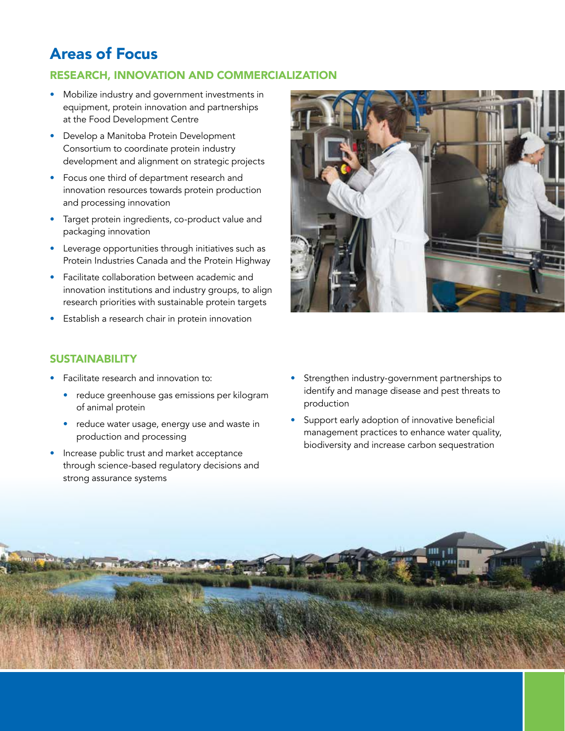# Areas of Focus

## RESEARCH, INNOVATION AND COMMERCIALIZATION

- Mobilize industry and government investments in equipment, protein innovation and partnerships at the Food Development Centre
- Develop a Manitoba Protein Development Consortium to coordinate protein industry development and alignment on strategic projects
- Focus one third of department research and innovation resources towards protein production and processing innovation
- Target protein ingredients, co-product value and packaging innovation
- Leverage opportunities through initiatives such as Protein Industries Canada and the Protein Highway
- Facilitate collaboration between academic and innovation institutions and industry groups, to align research priorities with sustainable protein targets
- Establish a research chair in protein innovation

## SUSTAINABILITY

- Facilitate research and innovation to:
  - reduce greenhouse gas emissions per kilogram of animal protein
  - reduce water usage, energy use and waste in production and processing
- Increase public trust and market acceptance through science-based regulatory decisions and strong assurance systems
- Strengthen industry-government partnerships to identify and manage disease and pest threats to production
- Support early adoption of innovative beneficial management practices to enhance water quality, biodiversity and increase carbon sequestration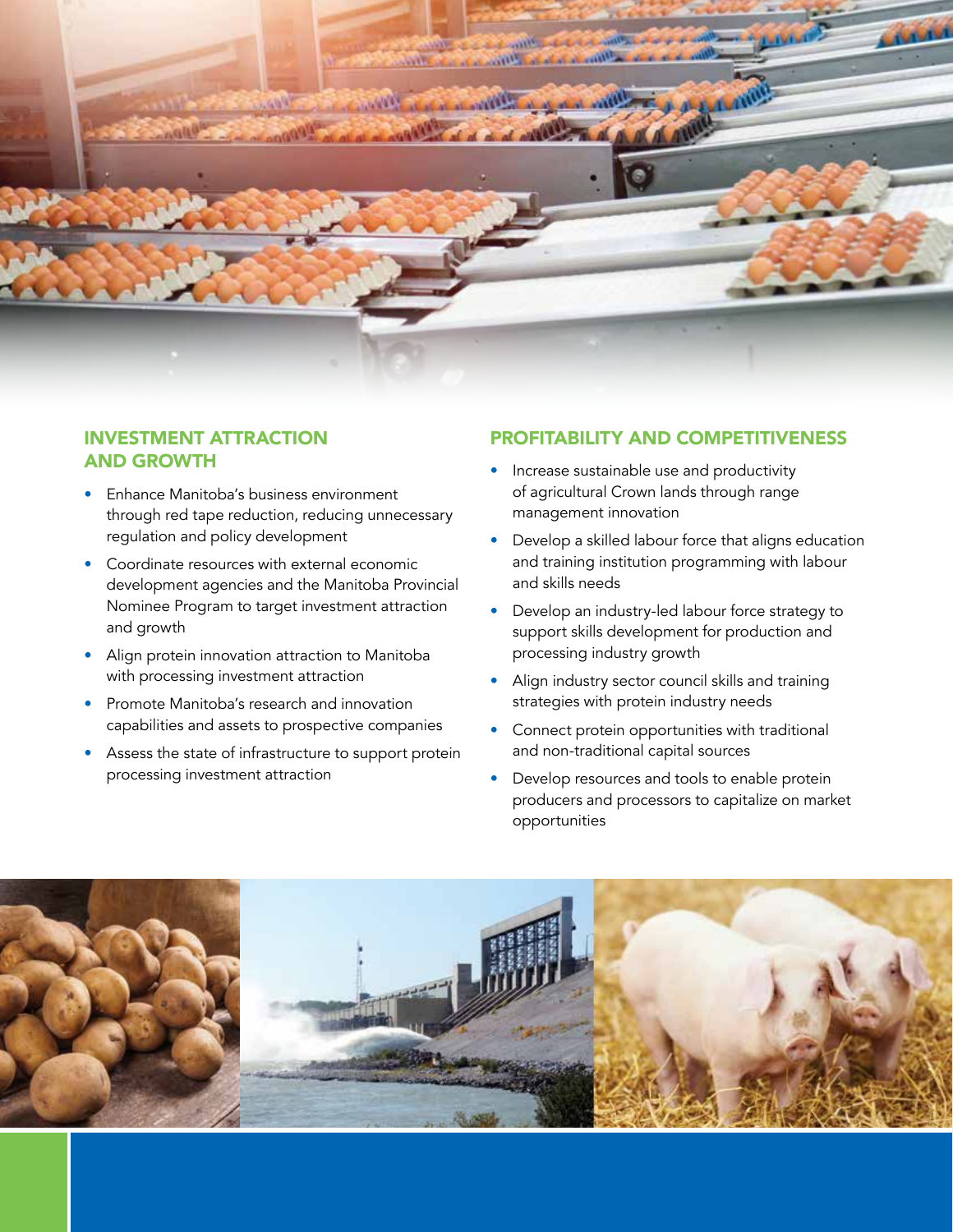## INVESTMENT ATTRACTION AND GROWTH

- Enhance Manitoba's business environment through red tape reduction, reducing unnecessary regulation and policy development
- Coordinate resources with external economic development agencies and the Manitoba Provincial Nominee Program to target investment attraction and growth
- Align protein innovation attraction to Manitoba with processing investment attraction
- Promote Manitoba's research and innovation capabilities and assets to prospective companies
- Assess the state of infrastructure to support protein processing investment attraction

## PROFITABILITY AND COMPETITIVENESS

- Increase sustainable use and productivity of agricultural Crown lands through range management innovation
- Develop a skilled labour force that aligns education and training institution programming with labour and skills needs
- Develop an industry-led labour force strategy to support skills development for production and processing industry growth
- Align industry sector council skills and training strategies with protein industry needs
- Connect protein opportunities with traditional and non-traditional capital sources
- Develop resources and tools to enable protein producers and processors to capitalize on market opportunities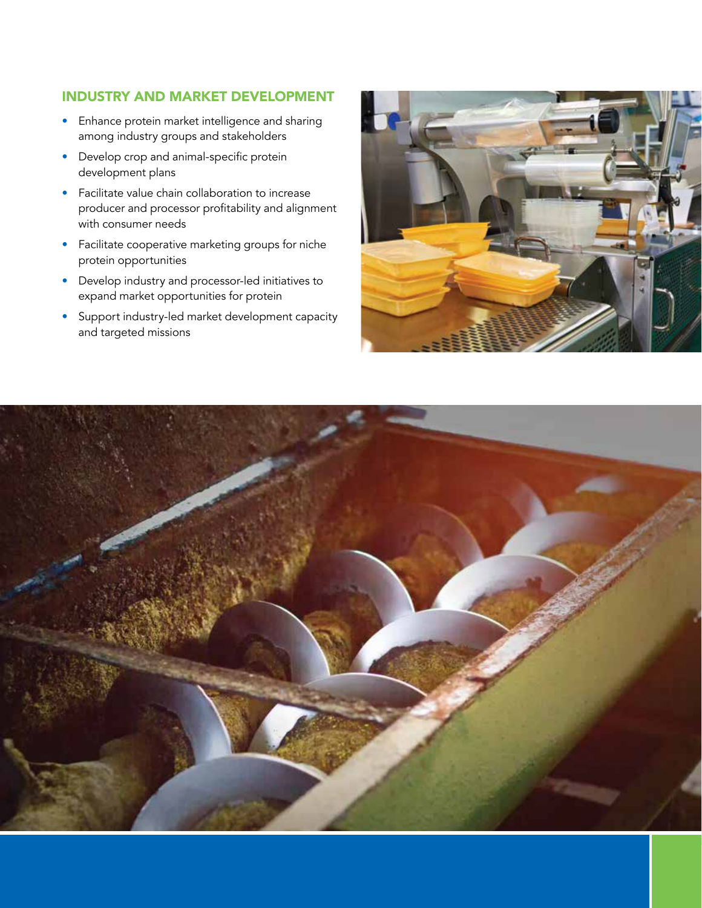## INDUSTRY AND MARKET DEVELOPMENT

- Enhance protein market intelligence and sharing among industry groups and stakeholders
- Develop crop and animal-specific protein development plans
- Facilitate value chain collaboration to increase producer and processor profitability and alignment with consumer needs
- Facilitate cooperative marketing groups for niche protein opportunities
- Develop industry and processor-led initiatives to expand market opportunities for protein
- Support industry-led market development capacity and targeted missions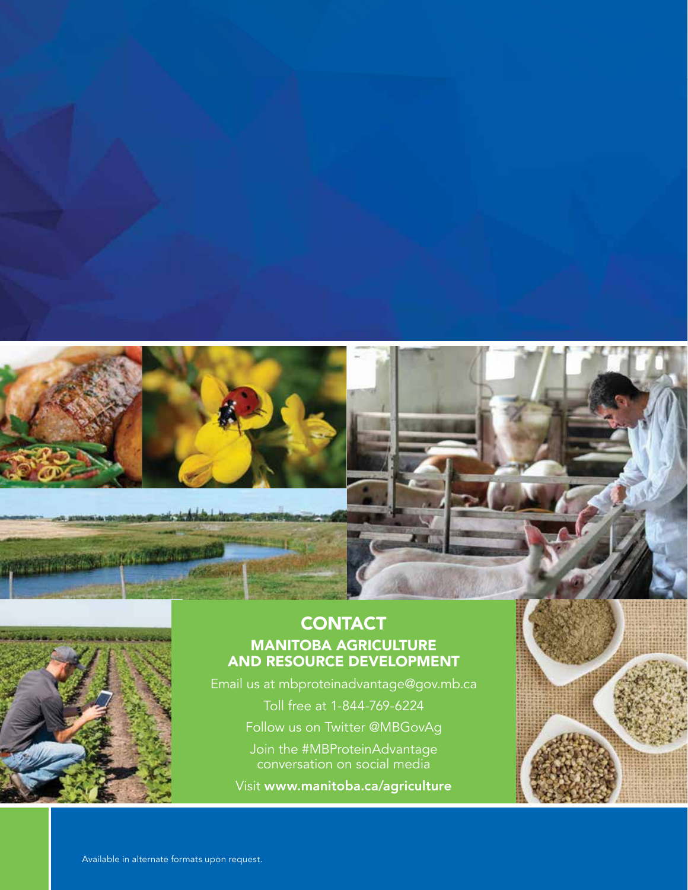## CONTACT

### MANITOBA AGRICULTURE AND RESOURCE DEVELOPMENT

Email us at mbproteinadvantage@gov.mb.ca

Toll free at 1-844-769-6224

Follow us on Twitter @MBGovAg

Join the #MBProteinAdvantage conversation on social media

Visit **www.manitoba.ca/agriculture**

Available in alternate formats upon request.